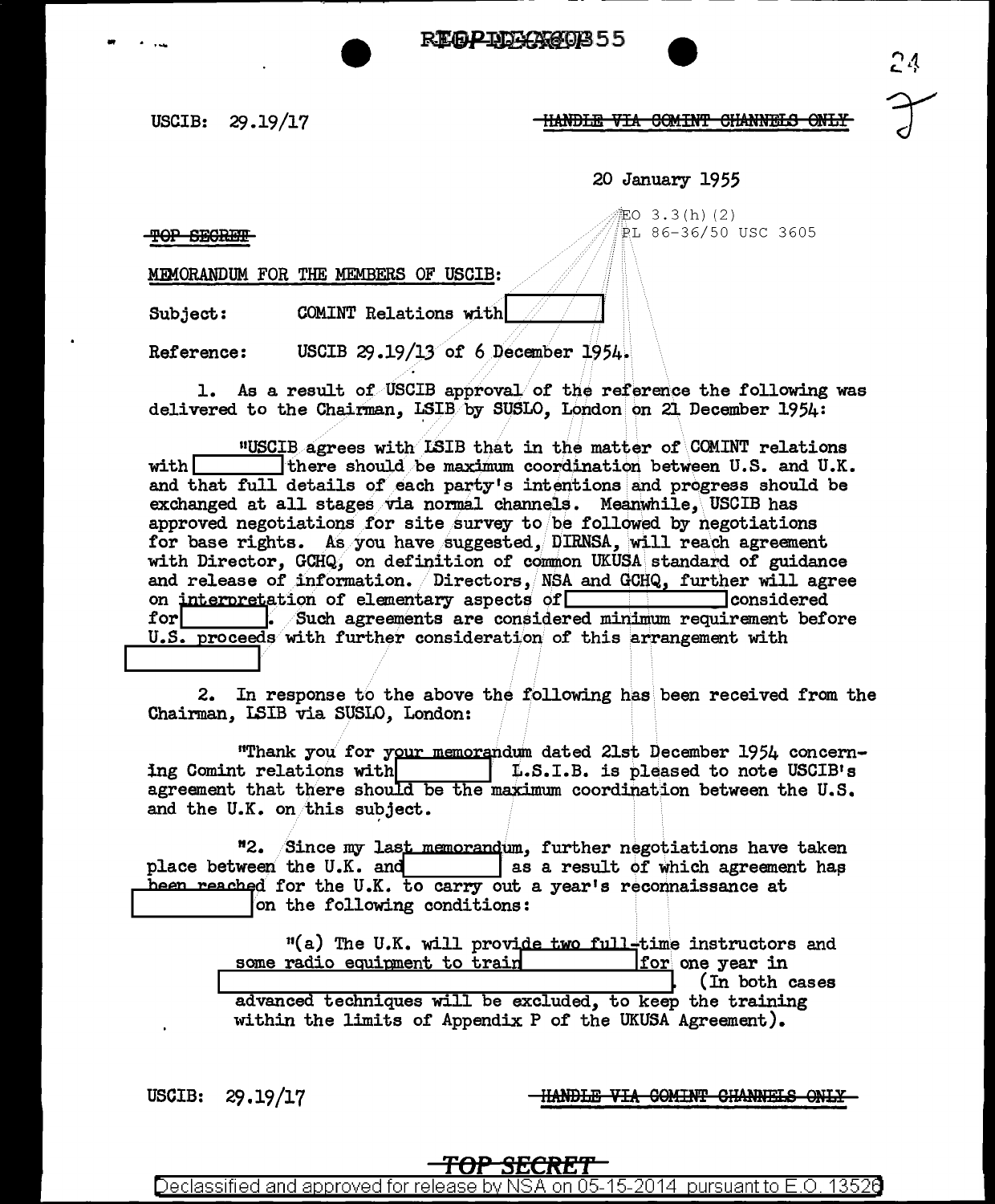USCIB: 29.19/17

~~HANDLE VIA COMINT CHANNELS ONLY~~

20 January 1955

EO 3.3(h)(2)
PL 86-36/50 USC 3605

~~TOP SECRET~~

MEMORANDUM FOR THE MEMBERS OF USCIB:

Subject: COMINT Relations with [redacted]

Reference: USCIB 29.19/13 of 6 December 1954.

1. As a result of USCIB approval of the reference the following was delivered to the Chairman, LSIB by SUSLO, London on 21 December 1954:

"USCIB agrees with LSIB that in the matter of COMINT relations with [redacted] there should be maximum coordination between U.S. and U.K. and that full details of each party's intentions and progress should be exchanged at all stages via normal channels. Meanwhile, USCIB has approved negotiations for site survey to be followed by negotiations for base rights. As you have suggested, DIRNSA, will reach agreement with Director, GCHQ, on definition of common UKUSA standard of guidance and release of information. Directors, NSA and GCHQ, further will agree on interpretation of elementary aspects of [redacted] considered for [redacted]. Such agreements are considered minimum requirement before U.S. proceeds with further consideration of this arrangement with [redacted]

2. In response to the above the following has been received from the Chairman, LSIB via SUSLO, London:

"Thank you for your memorandum dated 21st December 1954 concerning Comint relations with [redacted] L.S.I.B. is pleased to note USCIB's agreement that there should be the maximum coordination between the U.S. and the U.K. on this subject.

"2. Since my last memorandum, further negotiations have taken place between the U.K. and [redacted] as a result of which agreement has been reached for the U.K. to carry out a year's reconnaissance at [redacted] on the following conditions:

"(a) The U.K. will provide two full-time instructors and some radio equipment to train [redacted] for one year in [redacted]. (In both cases advanced techniques will be excluded, to keep the training within the limits of Appendix P of the UKUSA Agreement).

USCIB: 29.19/17

~~HANDLE VIA COMINT CHANNELS ONLY~~

~~TOP SECRET~~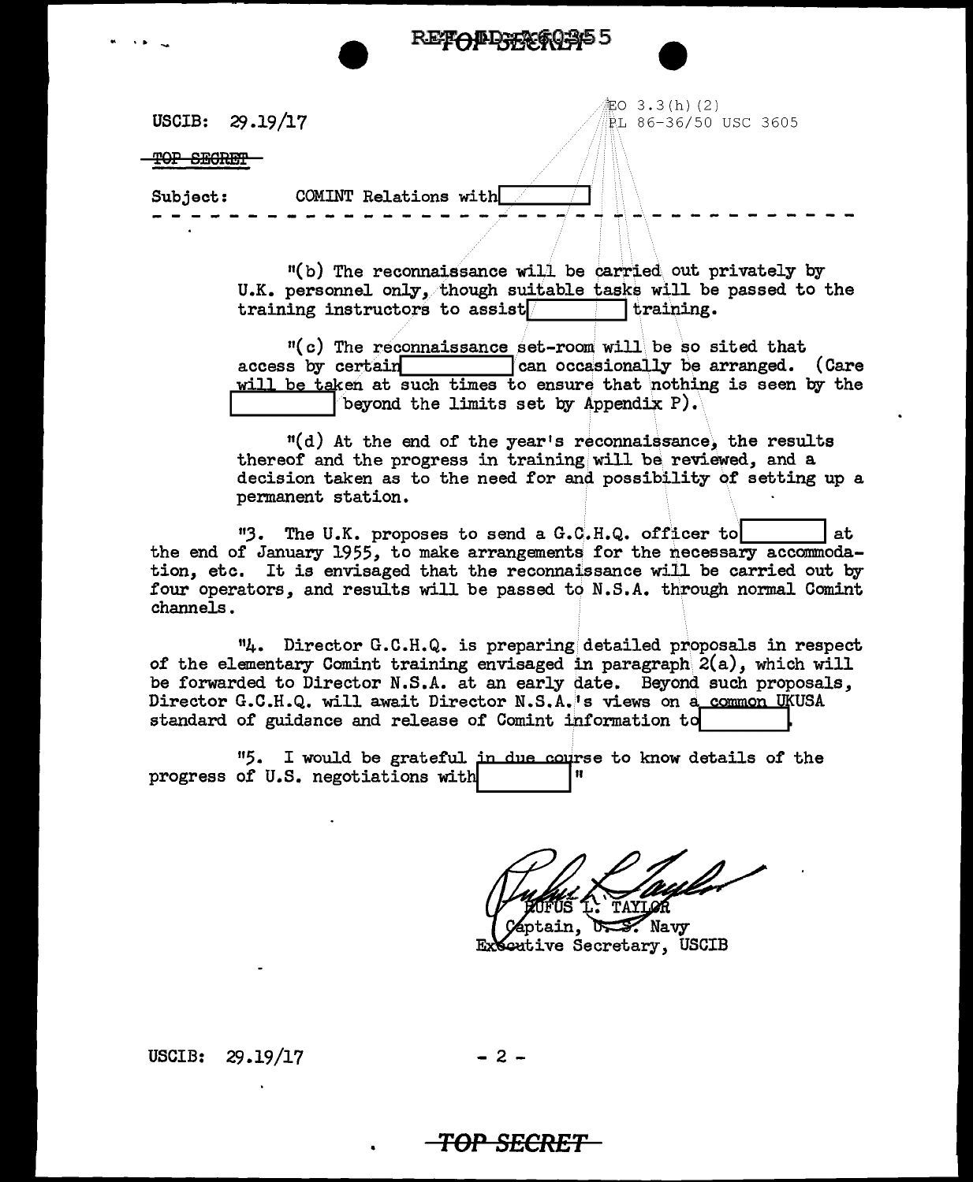USCIB: 29.19/17

EO 3.3(h)(2)
PL 86-36/50 USC 3605

~~TOP SECRET~~

Subject: COMINT Relations with [          ]

- - - - - - - - - - - - - - - - - - - - - - - - - - - - - - - - - - -

"(b) The reconnaissance will be carried out privately by U.K. personnel only, though suitable tasks will be passed to the training instructors to assist [          ] training.

"(c) The reconnaissance set-room will be so sited that access by certain [          ] can occasionally be arranged. (Care will be taken at such times to ensure that nothing is seen by the [          ] beyond the limits set by Appendix P).

"(d) At the end of the year's reconnaissance, the results thereof and the progress in training will be reviewed, and a decision taken as to the need for and possibility of setting up a permanent station.

"3. The U.K. proposes to send a G.C.H.Q. officer to [          ] at the end of January 1955, to make arrangements for the necessary accommodation, etc. It is envisaged that the reconnaissance will be carried out by four operators, and results will be passed to N.S.A. through normal Comint channels.

"4. Director G.C.H.Q. is preparing detailed proposals in respect of the elementary Comint training envisaged in paragraph 2(a), which will be forwarded to Director N.S.A. at an early date. Beyond such proposals, Director G.C.H.Q. will await Director N.S.A.'s views on a common UKUSA standard of guidance and release of Comint information to [          ].

"5. I would be grateful in due course to know details of the progress of U.S. negotiations with [          ]"

RUFUS L. TAYLOR
Captain, U.S. Navy
Executive Secretary, USCIB

USCIB: 29.19/17

~~TOP SECRET~~